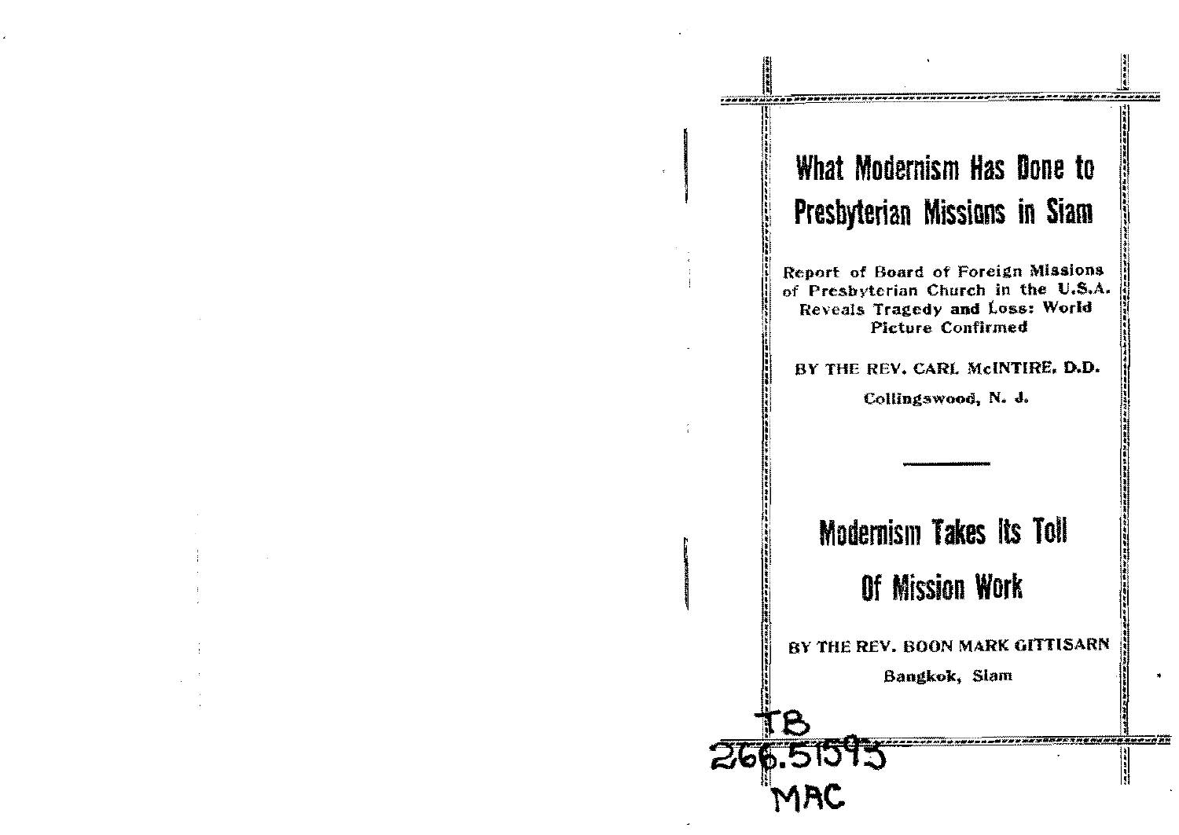# What Modernism Has Done to Presbyterian Missions in Siam

**Report of Board of Foreign Missions of Presbyterian Church in the U.S.A. Reveals Tragedy and Loss: World Picture Confirmed**

**BY THE REV. CARL McINTIRE, D.D.**

**Collingswood, N. J.**

---

# Modernism Takes Its Toll Of Mission Work

**BY THE REV. BOON MARK GITTISARN**

**Bangkok, Siam**

TB
266.51593
MAC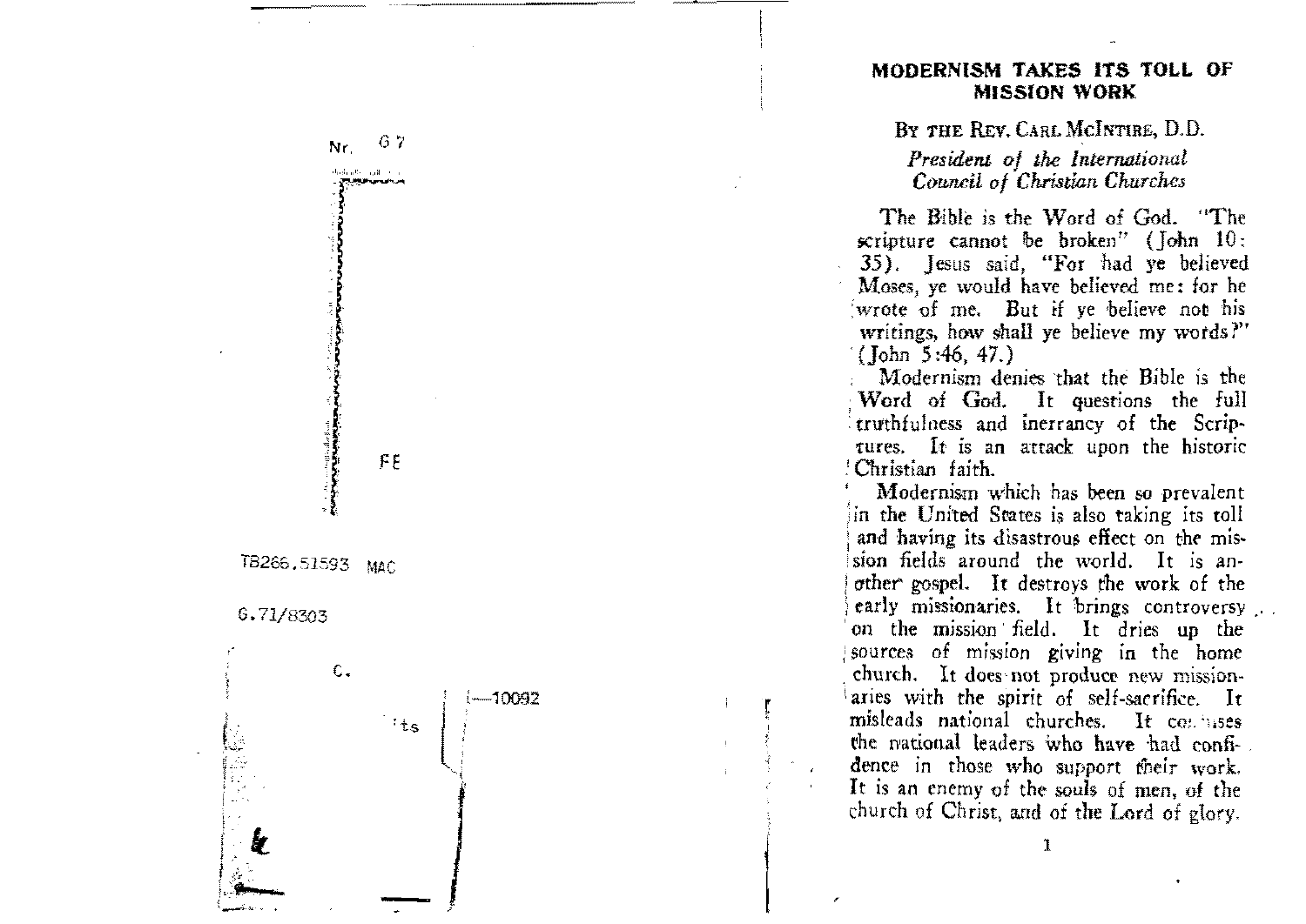# MODERNISM TAKES ITS TOLL OF MISSION WORK

BY THE REV. CARL MCINTIRE, D.D.

*President of the International Council of Christian Churches*

The Bible is the Word of God. "The scripture cannot be broken" (John 10: 35). Jesus said, "For had ye believed Moses, ye would have believed me: for he wrote of me. But if ye believe not his writings, how shall ye believe my words?" (John 5:46, 47.)

Modernism denies that the Bible is the Word of God. It questions the full truthfulness and inerrancy of the Scriptures. It is an attack upon the historic Christian faith.

Modernism which has been so prevalent in the United States is also taking its toll and having its disastrous effect on the mission fields around the world. It is another gospel. It destroys the work of the early missionaries. It brings controversy on the mission field. It dries up the sources of mission giving in the home church. It does not produce new missionaries with the spirit of self-sacrifice. It misleads national churches. It confuses the national leaders who have had confidence in those who support their work. It is an enemy of the souls of men, of the church of Christ, and of the Lord of glory.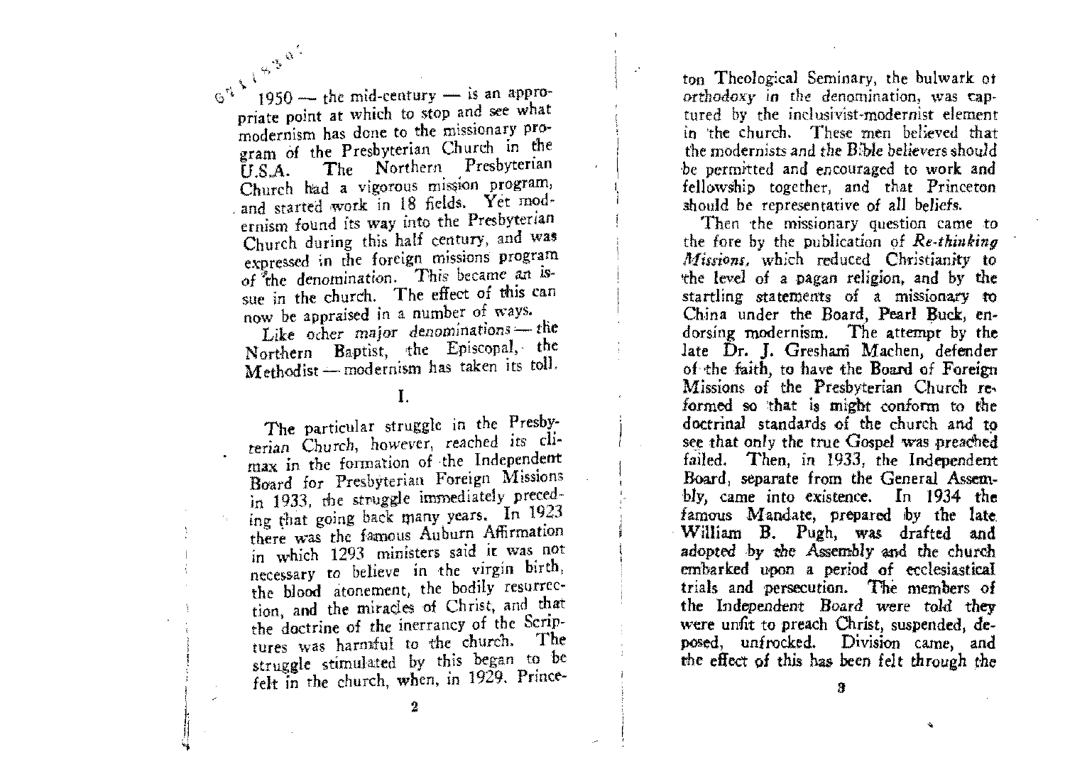1950 — the mid-century — is an appropriate point at which to stop and see what modernism has done to the missionary program of the Presbyterian Church in the U.S.A. The Northern Presbyterian Church had a vigorous mission program, and started work in 18 fields. Yet modernism found its way into the Presbyterian Church during this half century, and was expressed in the foreign missions program of the denomination. This became an issue in the church. The effect of this can now be appraised in a number of ways.

Like other major denominations — the Northern Baptist, the Episcopal, the Methodist — modernism has taken its toll.

## I.

The particular struggle in the Presbyterian Church, however, reached its climax in the formation of the Independent Board for Presbyterian Foreign Missions in 1933, the struggle immediately preceding that going back many years. In 1923 there was the famous Auburn Affirmation in which 1293 ministers said it was not necessary to believe in the virgin birth, the blood atonement, the bodily resurrection, and the miracles of Christ, and that the doctrine of the inerrancy of the Scriptures was harmful to the church. The struggle stimulated by this began to be felt in the church, when, in 1929, Princeton Theological Seminary, the bulwark of orthodoxy in the denomination, was captured by the inclusivist-modernist element in the church. These men believed that the modernists and the Bible believers should be permitted and encouraged to work and fellowship together, and that Princeton should be representative of all beliefs.

Then the missionary question came to the fore by the publication of ***Re-thinking Missions***, which reduced Christianity to the level of a pagan religion, and by the startling statements of a missionary to China under the Board, Pearl Buck, endorsing modernism. The attempt by the late Dr. J. Gresham Machen, defender of the faith, to have the Board of Foreign Missions of the Presbyterian Church reformed so that is might conform to the doctrinal standards of the church and to see that only the true Gospel was preached failed. Then, in 1933, the Independent Board, separate from the General Assembly, came into existence. In 1934 the famous Mandate, prepared by the late William B. Pugh, was drafted and adopted by the Assembly and the church embarked upon a period of ecclesiastical trials and persecution. The members of the Independent Board were told they were unfit to preach Christ, suspended, deposed, unfrocked. Division came, and the effect of this has been felt through the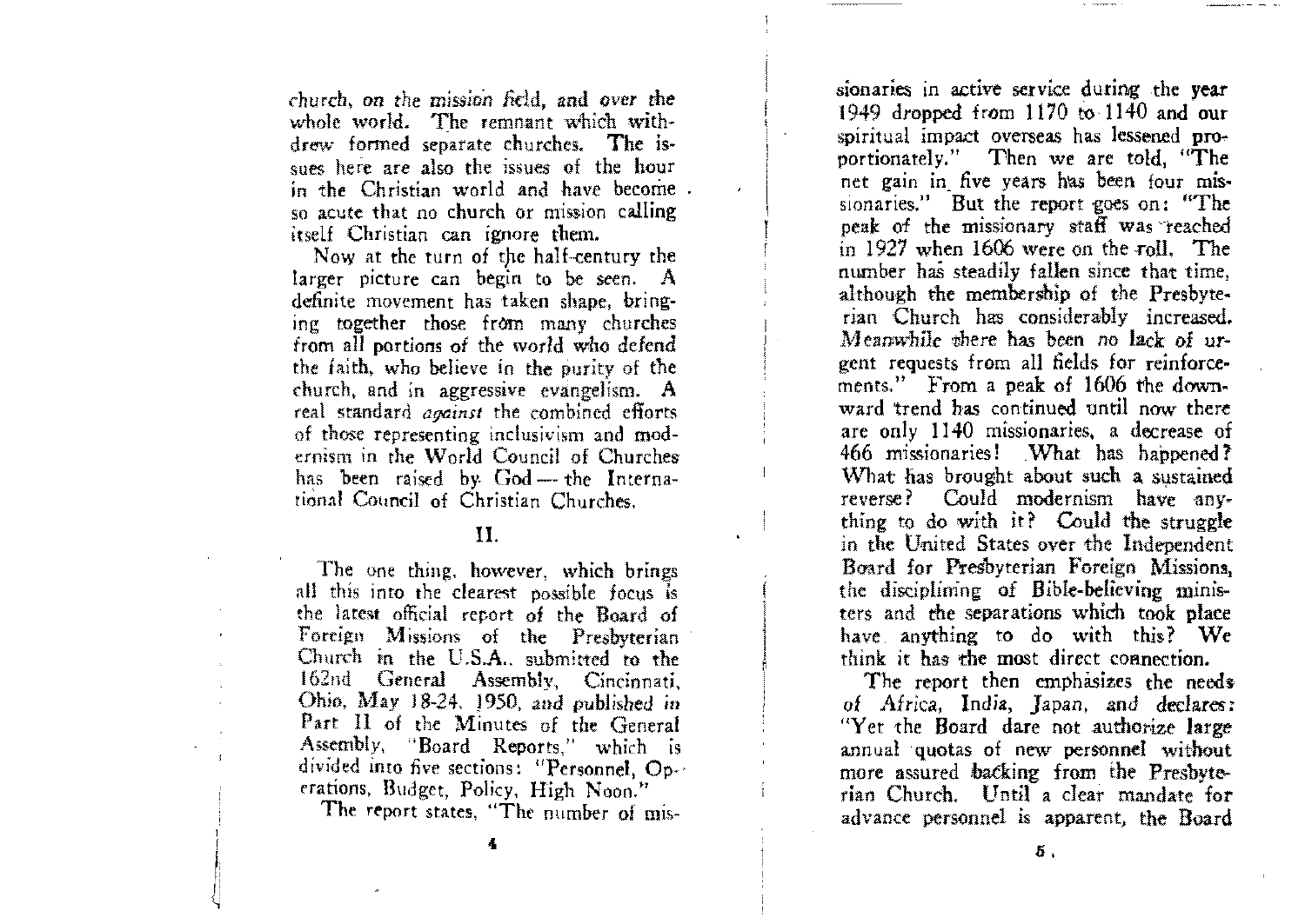*church, on the mission field, and over the whole world.* The remnant which withdrew formed separate churches. The issues here are also the issues of the hour in the Christian world and have become so acute that no church or mission calling itself Christian can ignore them.

Now at the turn of the half-century the larger picture can begin to be seen. A definite movement has taken shape, bringing together those from many churches from all portions of the world who defend the faith, who believe in the purity of the church, and in aggressive evangelism. A real standard *against* the combined efforts of those representing inclusivism and modernism in the World Council of Churches has been raised by God — the International Council of Christian Churches.

## II.

The one thing, however, which brings all this into the clearest possible focus is the latest official report of the Board of Foreign Missions of the Presbyterian Church in the U.S.A., submitted to the 162nd General Assembly, Cincinnati, Ohio, May 18-24, 1950, and published in Part II of the Minutes of the General Assembly, "Board Reports," which is divided into five sections: "Personnel, Operations, Budget, Policy, High Noon."

The report states, "The number of missionaries in active service during the year 1949 dropped from 1170 to 1140 and our spiritual impact overseas has lessened proportionately." Then we are told, "The net gain in five years has been four missionaries." But the report goes on: "The peak of the missionary staff was reached in 1927 when 1606 were on the roll. The number has steadily fallen since that time, although the membership of the Presbyterian Church has considerably increased. Meanwhile there has been no lack of urgent requests from all fields for reinforcements." From a peak of 1606 the downward trend has continued until now there are only 1140 missionaries, a decrease of 466 missionaries! What has happened? What has brought about such a sustained reverse? Could modernism have anything to do with it? Could the struggle in the United States over the Independent Board for Presbyterian Foreign Missions, the disciplining of Bible-believing ministers and the separations which took place have anything to do with this? We think it has the most direct connection.

The report then emphasizes the needs of Africa, India, Japan, and declares: "Yet the Board dare not authorize large annual quotas of new personnel without more assured backing from the Presbyterian Church. Until a clear mandate for advance personnel is apparent, the Board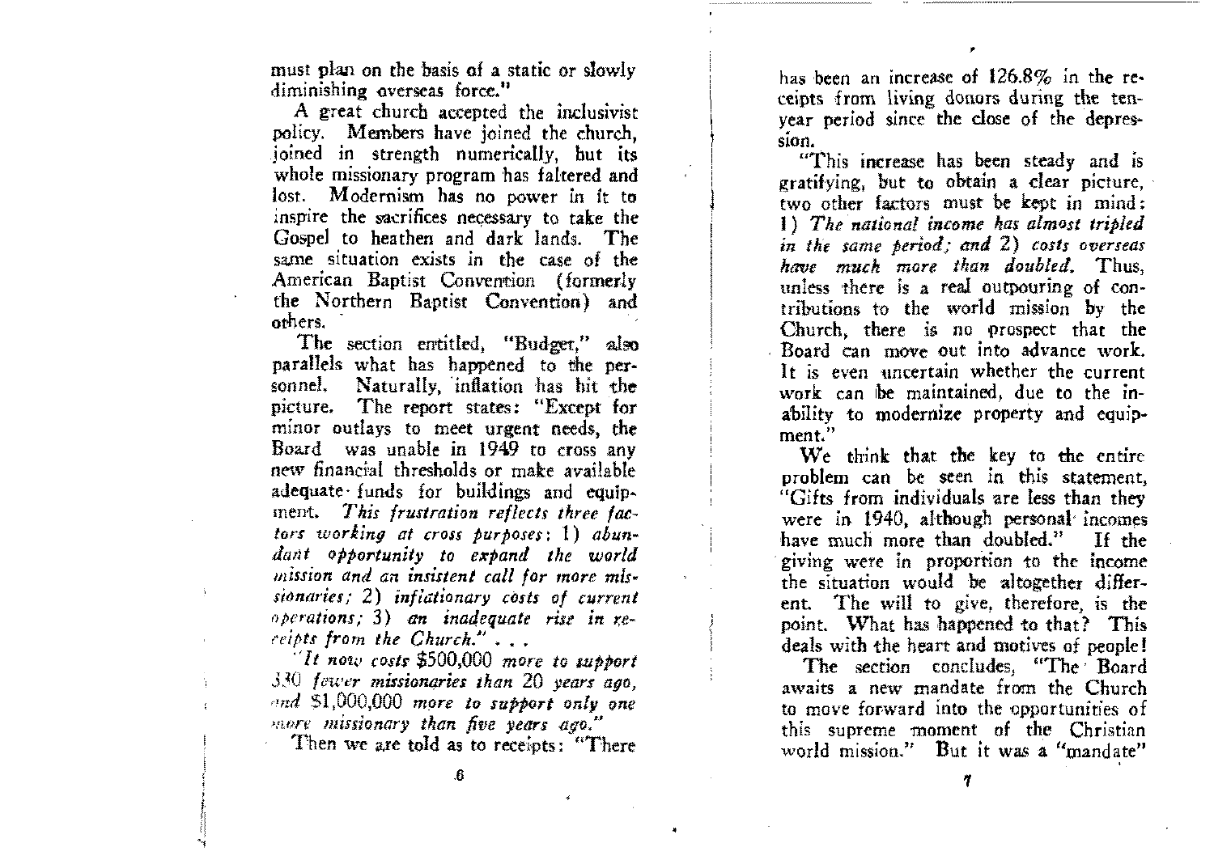must plan on the basis of a static or slowly diminishing overseas force."

A great church accepted the inclusivist policy. Members have joined the church, joined in strength numerically, but its whole missionary program has faltered and lost. Modernism has no power in it to inspire the sacrifices necessary to take the Gospel to heathen and dark lands. The same situation exists in the case of the American Baptist Convention (formerly the Northern Baptist Convention) and others.

The section entitled, "Budget," also parallels what has happened to the personnel. Naturally, inflation has hit the picture. The report states: "Except for minor outlays to meet urgent needs, the Board was unable in 1949 to cross any new financial thresholds or make available adequate funds for buildings and equipment. *This frustration reflects three factors working at cross purposes*: 1) *abundant opportunity to expand the world mission and an insistent call for more missionaries;* 2) *inflationary costs of current operations;* 3) *an inadequate rise in receipts from the Church.*" . . .

"*It now costs* $500,000 *more to support* 330 *fewer missionaries than* 20 *years ago, and* $1,000,000 *more to support only one more missionary than five years ago.*"

Then we are told as to receipts: "There has been an increase of 126.8% in the receipts from living donors during the ten-year period since the close of the depression.

"This increase has been steady and is gratifying, but to obtain a clear picture, two other factors must be kept in mind: 1) *The national income has almost tripled in the same period; and* 2) *costs overseas have much more than doubled.* Thus, unless there is a real outpouring of contributions to the world mission by the Church, there is no prospect that the Board can move out into advance work. It is even uncertain whether the current work can be maintained, due to the inability to modernize property and equipment."

We think that the key to the entire problem can be seen in this statement, "Gifts from individuals are less than they were in 1940, although personal incomes have much more than doubled." If the giving were in proportion to the income the situation would be altogether different. The will to give, therefore, is the point. What has happened to that? This deals with the heart and motives of people!

The section concludes, "The Board awaits a new mandate from the Church to move forward into the opportunities of this supreme moment of the Christian world mission." But it was a "mandate"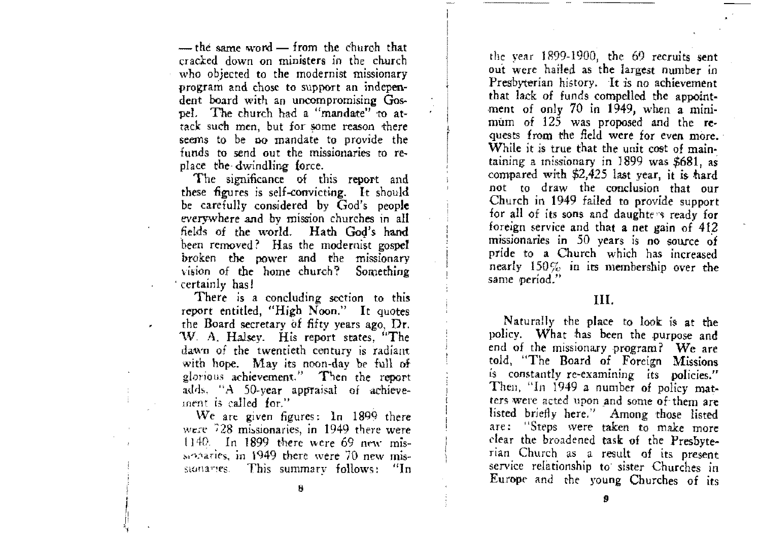— the same word — from the church that cracked down on ministers in the church who objected to the modernist missionary program and chose to support an independent board with an uncompromising Gospel. The church had a "mandate" to attack such men, but for some reason there seems to be no mandate to provide the funds to send out the missionaries to replace the dwindling force.

The significance of this report and these figures is self-convicting. It should be carefully considered by God's people everywhere and by mission churches in all fields of the world. Hath God's hand been removed? Has the modernist gospel broken the power and the missionary vision of the home church? Something certainly has!

There is a concluding section to this report entitled, "High Noon." It quotes the Board secretary of fifty years ago, Dr. W. A. Halsey. His report states, "The dawn of the twentieth century is radiant with hope. May its noon-day be full of glorious achievement." Then the report adds, "A 50-year appraisal of achievement is called for."

We are given figures: In 1899 there were 728 missionaries, in 1949 there were 1140. In 1899 there were 69 new missionaries, in 1949 there were 70 new missionaries. This summary follows: "In the year 1899-1900, the 69 recruits sent out were hailed as the largest number in Presbyterian history. It is no achievement that lack of funds compelled the appointment of only 70 in 1949, when a minimum of 125 was proposed and the requests from the field were for even more. While it is true that the unit cost of maintaining a missionary in 1899 was $681, as compared with $2,425 last year, it is hard not to draw the conclusion that our Church in 1949 failed to provide support for all of its sons and daughters ready for foreign service and that a net gain of 412 missionaries in 50 years is no source of pride to a Church which has increased nearly 150% in its membership over the same period."

## III.

Naturally the place to look is at the policy. What has been the purpose and end of the missionary program? We are told, "The Board of Foreign Missions is constantly re-examining its policies." Then, "In 1949 a number of policy matters were acted upon and some of them are listed briefly here." Among those listed are: "Steps were taken to make more clear the broadened task of the Presbyterian Church as a result of its present service relationship to sister Churches in Europe and the young Churches of its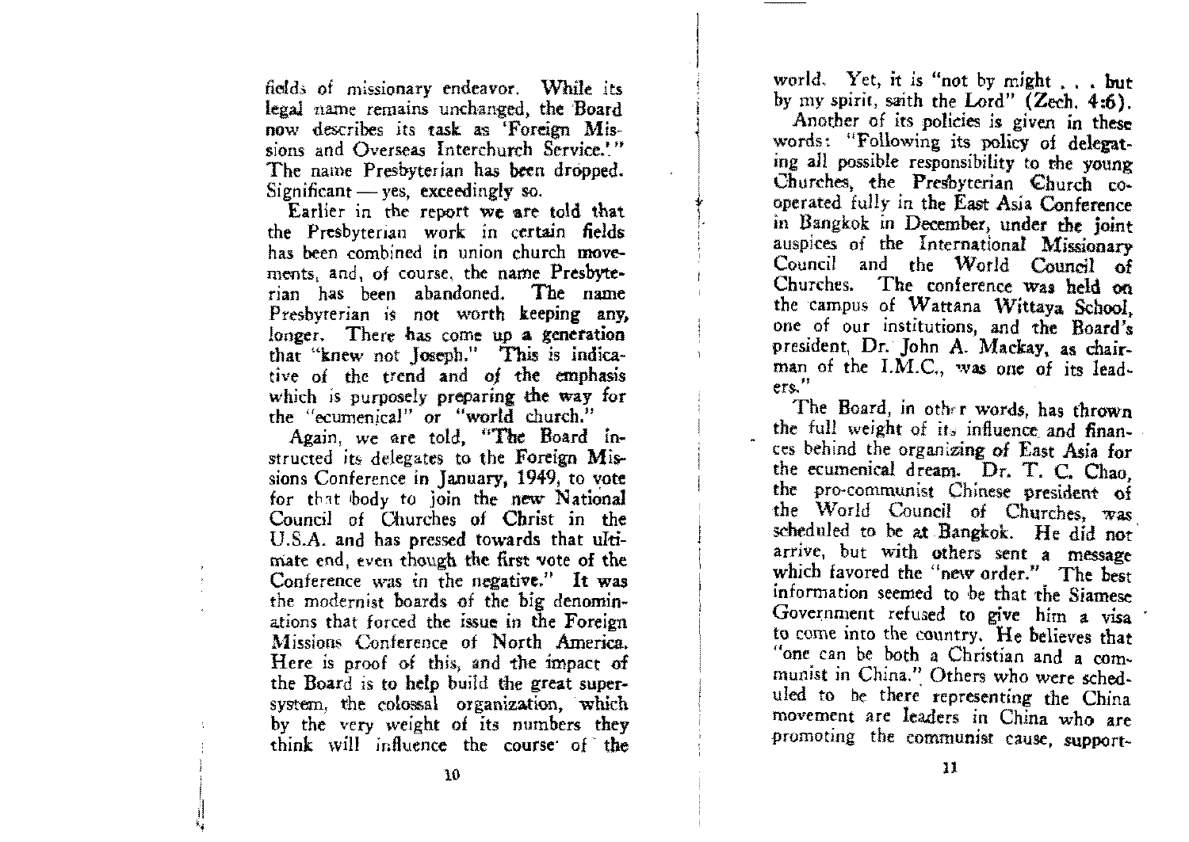fields of missionary endeavor. While its legal name remains unchanged, the Board now describes its task as 'Foreign Missions and Overseas Interchurch Service.'" The name Presbyterian has been dropped. Significant — yes, exceedingly so.

Earlier in the report we are told that the Presbyterian work in certain fields has been combined in union church movements, and, of course, the name Presbyterian has been abandoned. The name Presbyterian is not worth keeping any longer. There has come up a generation that "knew not Joseph." This is indicative of the trend and *of* the emphasis which is purposely preparing the way for the "ecumenical" or "world church."

Again, we are told, "The Board instructed its delegates to the Foreign Missions Conference in January, 1949, to vote for that body to join the new National Council of Churches of Christ in the U.S.A. and has pressed towards that ultimate end, even though the first vote of the Conference was in the negative." It was the modernist boards of the big denominations that forced the issue in the Foreign Missions Conference of North America. Here is proof of this, and the impact of the Board is to help build the great supersystem, the colossal organization, which by the very weight of its numbers they think will influence the course of the world. Yet, it is "not by might . . . but by my spirit, saith the Lord" (Zech. 4:6).

Another of its policies is given in these words: "Following its policy of delegating all possible responsibility to the young Churches, the Presbyterian Church cooperated fully in the East Asia Conference in Bangkok in December, under the joint auspices of the International Missionary Council and the World Council of Churches. The conference was held on the campus of Wattana Wittaya School, one of our institutions, and the Board's president, Dr. John A. Mackay, as chairman of the I.M.C., was one of its leaders."

The Board, in other words, has thrown the full weight of its influence and finances behind the organizing of East Asia for the ecumenical dream. Dr. T. C. Chao, the pro-communist Chinese president of the World Council of Churches, was scheduled to be at Bangkok. He did not arrive, but with others sent a message which favored the "new order." The best information seemed to be that the Siamese Government refused to give him a visa to come into the country. He believes that "one can be both a Christian and a communist in China." Others who were scheduled to be there representing the China movement are leaders in China who are promoting the communist cause, support-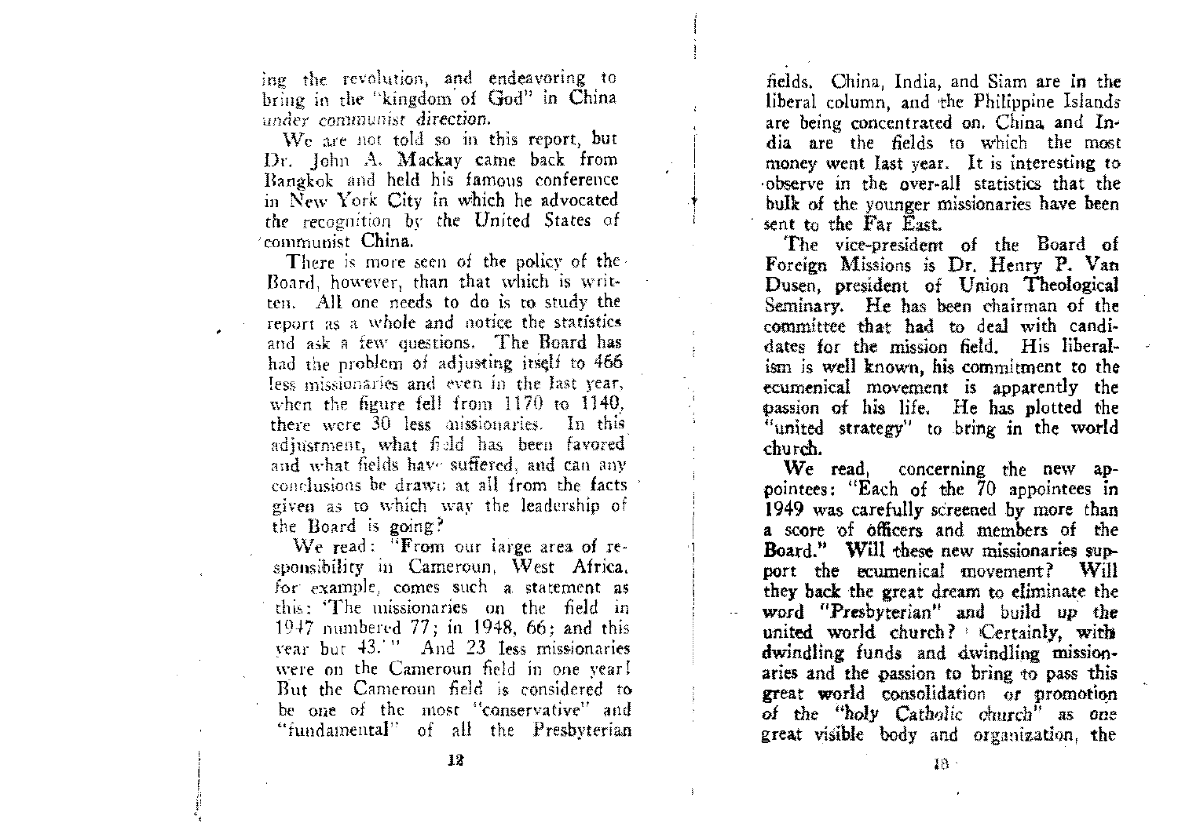ing the revolution, and endeavoring to bring in the "kingdom of God" in China *under communist direction.*

We are not told so in this report, but Dr. John A. Mackay came back from Bangkok and held his famous conference in New York City in which he advocated the recognition by the United States of communist China.

There is more seen of the policy of the Board, however, than that which is written. All one needs to do is to study the report as a whole and notice the statistics and ask a few questions. The Board has had the problem of adjusting itself to 466 less missionaries and even in the last year, when the figure fell from 1170 to 1140, there were 30 less missionaries. In this adjustment, what field has been favored and what fields have suffered, and can any conclusions be drawn at all from the facts given as to which way the leadership of the Board is going?

We read: "From our large area of responsibility in Cameroun, West Africa, for example, comes such a statement as this: 'The missionaries on the field in 1947 numbered 77; in 1948, 66; and this year but 43.'" And 23 less missionaries were on the Cameroun field in one year! But the Cameroun field is considered to be one of the most "conservative" and "fundamental" of all the Presbyterian fields. China, India, and Siam are in the liberal column, and the Philippine Islands are being concentrated on. China and India are the fields to which the most money went last year. It is interesting to observe in the over-all statistics that the bulk of the younger missionaries have been sent to the Far East.

The vice-president of the Board of Foreign Missions is Dr. Henry P. Van Dusen, president of Union Theological Seminary. He has been chairman of the committee that had to deal with candidates for the mission field. His liberalism is well known, his commitment to the ecumenical movement is apparently the passion of his life. He has plotted the "united strategy" to bring in the world church.

We read, concerning the new appointees: "Each of the 70 appointees in 1949 was carefully screened by more than a score of officers and members of the Board." Will these new missionaries support the ecumenical movement? Will they back the great dream to eliminate the word "Presbyterian" and build up the united world church? Certainly, with dwindling funds and dwindling missionaries and the passion to bring to pass this great world consolidation or promotion of the "holy Catholic church" as one great visible body and organization, the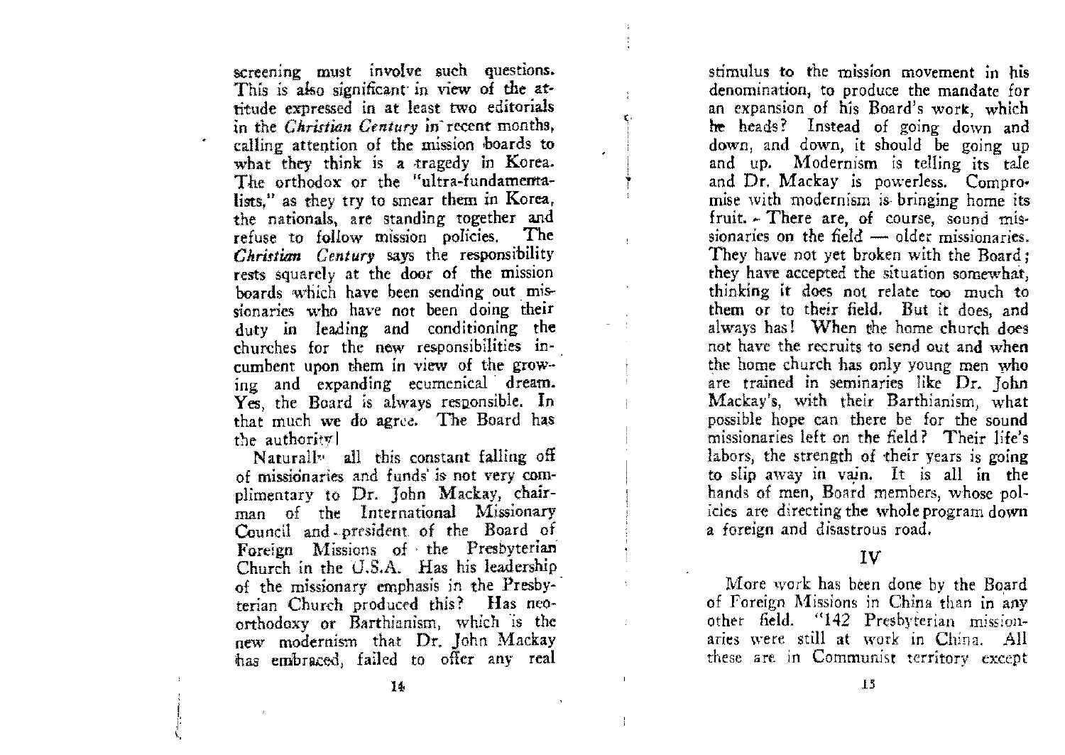screening must involve such questions. This is also significant in view of the attitude expressed in at least two editorials in the *Christian Century* in recent months, calling attention of the mission boards to what they think is a tragedy in Korea. The orthodox or the "ultra-fundamentalists," as they try to smear them in Korea, the nationals, are standing together and refuse to follow mission policies. The *Christian Century* says the responsibility rests squarely at the door of the mission boards which have been sending out missionaries who have not been doing their duty in leading and conditioning the churches for the new responsibilities incumbent upon them in view of the growing and expanding ecumenical dream. Yes, the Board is always responsible. In that much we do agree. The Board has the authority!

Naturally all this constant falling off of missionaries and funds is not very complimentary to Dr. John Mackay, chairman of the International Missionary Council and president of the Board of Foreign Missions of the Presbyterian Church in the U.S.A. Has his leadership of the missionary emphasis in the Presbyterian Church produced this? Has neo-orthodoxy or Barthianism, which is the new modernism that Dr. John Mackay has embraced, failed to offer any real stimulus to the mission movement in his denomination, to produce the mandate for an expansion of his Board's work, which he heads? Instead of going down and down, and down, it should be going up and up. Modernism is telling its tale and Dr. Mackay is powerless. Compromise with modernism is bringing home its fruit. There are, of course, sound missionaries on the field — older missionaries. They have not yet broken with the Board; they have accepted the situation somewhat, thinking it does not relate too much to them or to their field. But it does, and always has! When the home church does not have the recruits to send out and when the home church has only young men who are trained in seminaries like Dr. John Mackay's, with their Barthianism, what possible hope can there be for the sound missionaries left on the field? Their life's labors, the strength of their years is going to slip away in vain. It is all in the hands of men, Board members, whose policies are directing the whole program down a foreign and disastrous road.

## IV

More work has been done by the Board of Foreign Missions in China than in any other field. "142 Presbyterian missionaries were still at work in China. All these are in Communist territory except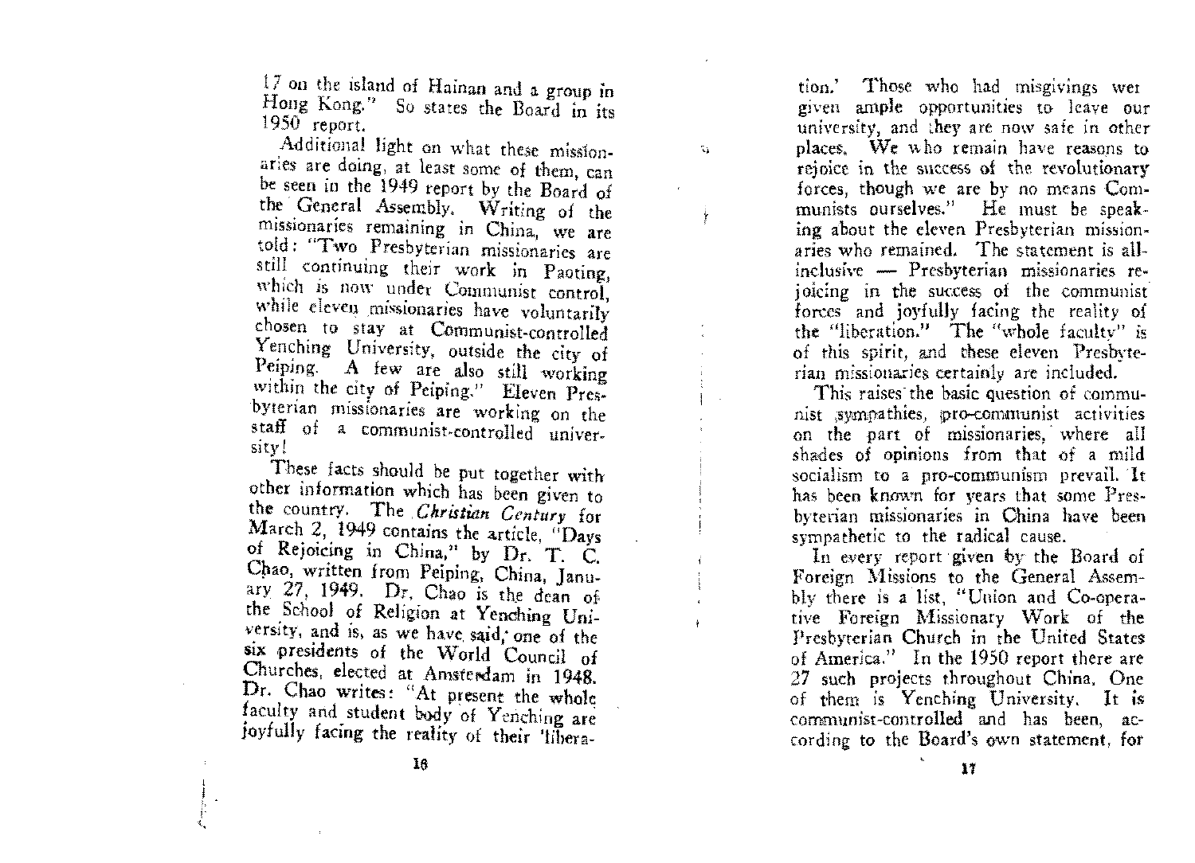17 on the island of Hainan and a group in Hong Kong." So states the Board in its 1950 report.

Additional light on what these missionaries are doing, at least some of them, can be seen in the 1949 report by the Board of the General Assembly. Writing of the missionaries remaining in China, we are told: "Two Presbyterian missionaries are still continuing their work in Paoting, which is now under Communist control, while eleven missionaries have voluntarily chosen to stay at Communist-controlled Yenching University, outside the city of Peiping. A few are also still working within the city of Peiping." Eleven Presbyterian missionaries are working on the staff of a communist-controlled university!

These facts should be put together with other information which has been given to the country. The *Christian Century* for March 2, 1949 contains the article, "Days of Rejoicing in China," by Dr. T. C. Chao, written from Peiping, China, January 27, 1949. Dr. Chao is the dean of the School of Religion at Yenching University, and is, as we have said, one of the six presidents of the World Council of Churches, elected at Amsterdam in 1948. Dr. Chao writes: "At present the whole faculty and student body of Yenching are joyfully facing the reality of their 'liberation.' Those who had misgivings wer given ample opportunities to leave our university, and they are now safe in other places. We who remain have reasons to rejoice in the success of the revolutionary forces, though we are by no means Communists ourselves." He must be speaking about the eleven Presbyterian missionaries who remained. The statement is all-inclusive — Presbyterian missionaries rejoicing in the success of the communist forces and joyfully facing the reality of the "liberation." The "whole faculty" is of this spirit, and these eleven Presbyterian missionaries certainly are included.

This raises the basic question of communist sympathies, pro-communist activities on the part of missionaries, where all shades of opinions from that of a mild socialism to a pro-communism prevail. It has been known for years that some Presbyterian missionaries in China have been sympathetic to the radical cause.

In every report given by the Board of Foreign Missions to the General Assembly there is a list, "Union and Co-operative Foreign Missionary Work of the Presbyterian Church in the United States of America." In the 1950 report there are 27 such projects throughout China. One of them is Yenching University. It is communist-controlled and has been, according to the Board's own statement, for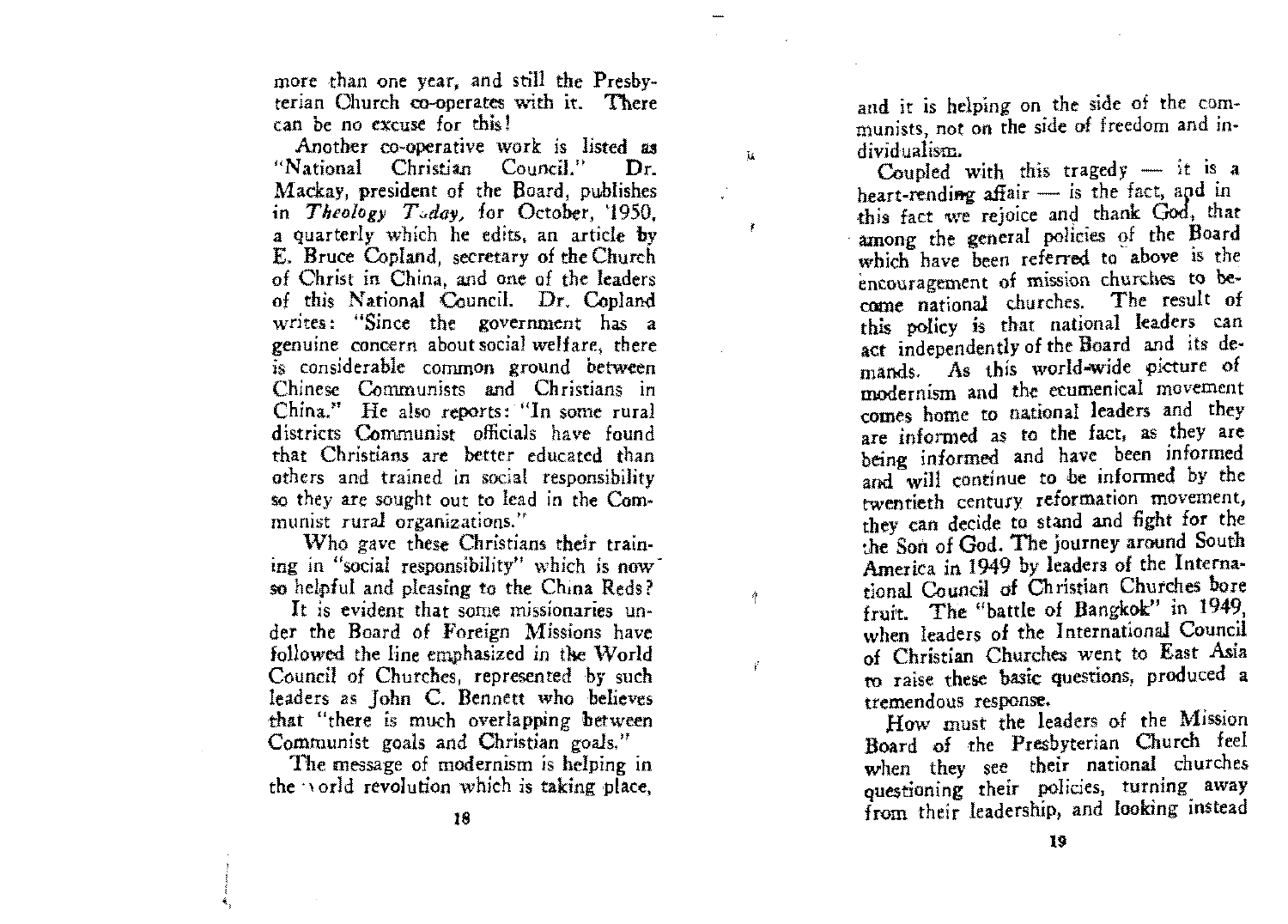more than one year, and still the Presbyterian Church co-operates with it. There can be no excuse for this!

Another co-operative work is listed as "National Christian Council." Dr. Mackay, president of the Board, publishes in *Theology Today*, for October, 1950, a quarterly which he edits, an article by E. Bruce Copland, secretary of the Church of Christ in China, and one of the leaders of this National Council. Dr. Copland writes: "Since the government has a genuine concern about social welfare, there is considerable common ground between Chinese Communists and Christians in China." He also reports: "In some rural districts Communist officials have found that Christians are better educated than others and trained in social responsibility so they are sought out to lead in the Communist rural organizations."

Who gave these Christians their training in "social responsibility" which is now so helpful and pleasing to the China Reds?

It is evident that some missionaries under the Board of Foreign Missions have followed the line emphasized in the World Council of Churches, represented by such leaders as John C. Bennett who believes that "there is much overlapping between Communist goals and Christian goals."

The message of modernism is helping in the world revolution which is taking place, and it is helping on the side of the communists, not on the side of freedom and individualism.

Coupled with this tragedy — it is a heart-rending affair — is the fact, and in this fact we rejoice and thank God, that among the general policies of the Board which have been referred to above is the encouragement of mission churches to become national churches. The result of this policy is that national leaders can act independently of the Board and its demands. As this world-wide picture of modernism and the ecumenical movement comes home to national leaders and they are informed as to the fact, as they are being informed and have been informed and will continue to be informed by the twentieth century reformation movement, they can decide to stand and fight for the the Son of God. The journey around South America in 1949 by leaders of the International Council of Christian Churches bore fruit. The "battle of Bangkok" in 1949, when leaders of the International Council of Christian Churches went to East Asia to raise these basic questions, produced a tremendous response.

How must the leaders of the Mission Board of the Presbyterian Church feel when they see their national churches questioning their policies, turning away from their leadership, and looking instead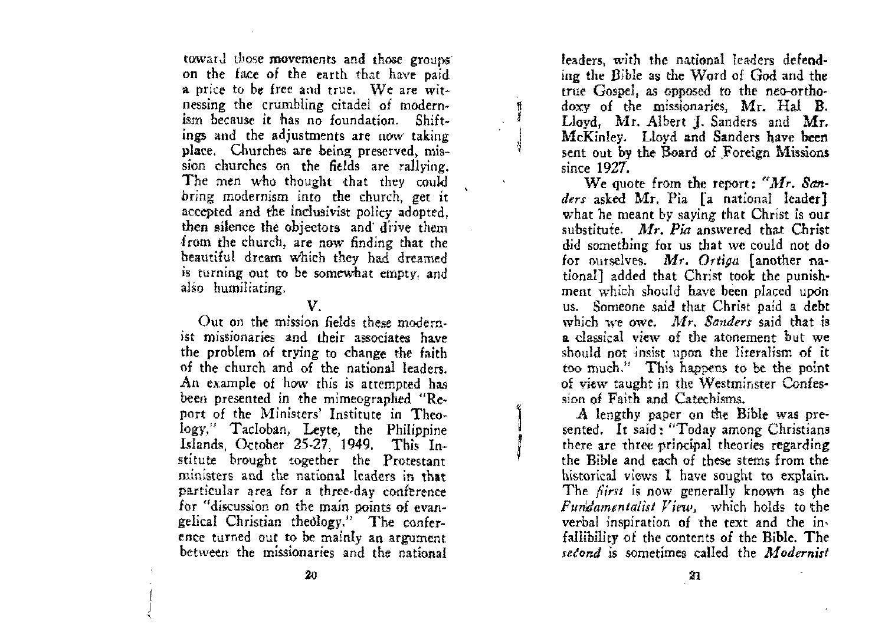toward those movements and those groups on the face of the earth that have paid a price to be free and true. We are witnessing the crumbling citadel of modernism because it has no foundation. Shiftings and the adjustments are now taking place. Churches are being preserved, mission churches on the fields are rallying. The men who thought that they could bring modernism into the church, get it accepted and the inclusivist policy adopted, then silence the objectors and drive them from the church, are now finding that the beautiful dream which they had dreamed is turning out to be somewhat empty, and also humiliating.

## V.

Out on the mission fields these modernist missionaries and their associates have the problem of trying to change the faith of the church and of the national leaders. An example of how this is attempted has been presented in the mimeographed "Report of the Ministers' Institute in Theology," Tacloban, Leyte, the Philippine Islands, October 25-27, 1949. This Institute brought together the Protestant ministers and the national leaders in that particular area for a three-day conference for "discussion on the main points of evangelical Christian theology." The conference turned out to be mainly an argument between the missionaries and the national leaders, with the national leaders defending the Bible as the Word of God and the true Gospel, as opposed to the neo-orthodoxy of the missionaries, Mr. Hal B. Lloyd, Mr. Albert J. Sanders and Mr. McKinley. Lloyd and Sanders have been sent out by the Board of Foreign Missions since 1927.

We quote from the report: "*Mr. Sanders* asked Mr. Pia [a national leader] what he meant by saying that Christ is our substitute. *Mr. Pia* answered that Christ did something for us that we could not do for ourselves. *Mr. Ortiga* [another national] added that Christ took the punishment which should have been placed upon us. Someone said that Christ paid a debt which we owe. *Mr. Sanders* said that is a classical view of the atonement but we should not insist upon the literalism of it too much." This happens to be the point of view taught in the Westminster Confession of Faith and Catechisms.

A lengthy paper on the Bible was presented. It said: "Today among Christians there are three principal theories regarding the Bible and each of these stems from the historical views I have sought to explain. The *first* is now generally known as the *Fundamentalist View,* which holds to the verbal inspiration of the text and the infallibility of the contents of the Bible. The *second* is sometimes called the ***Modernist***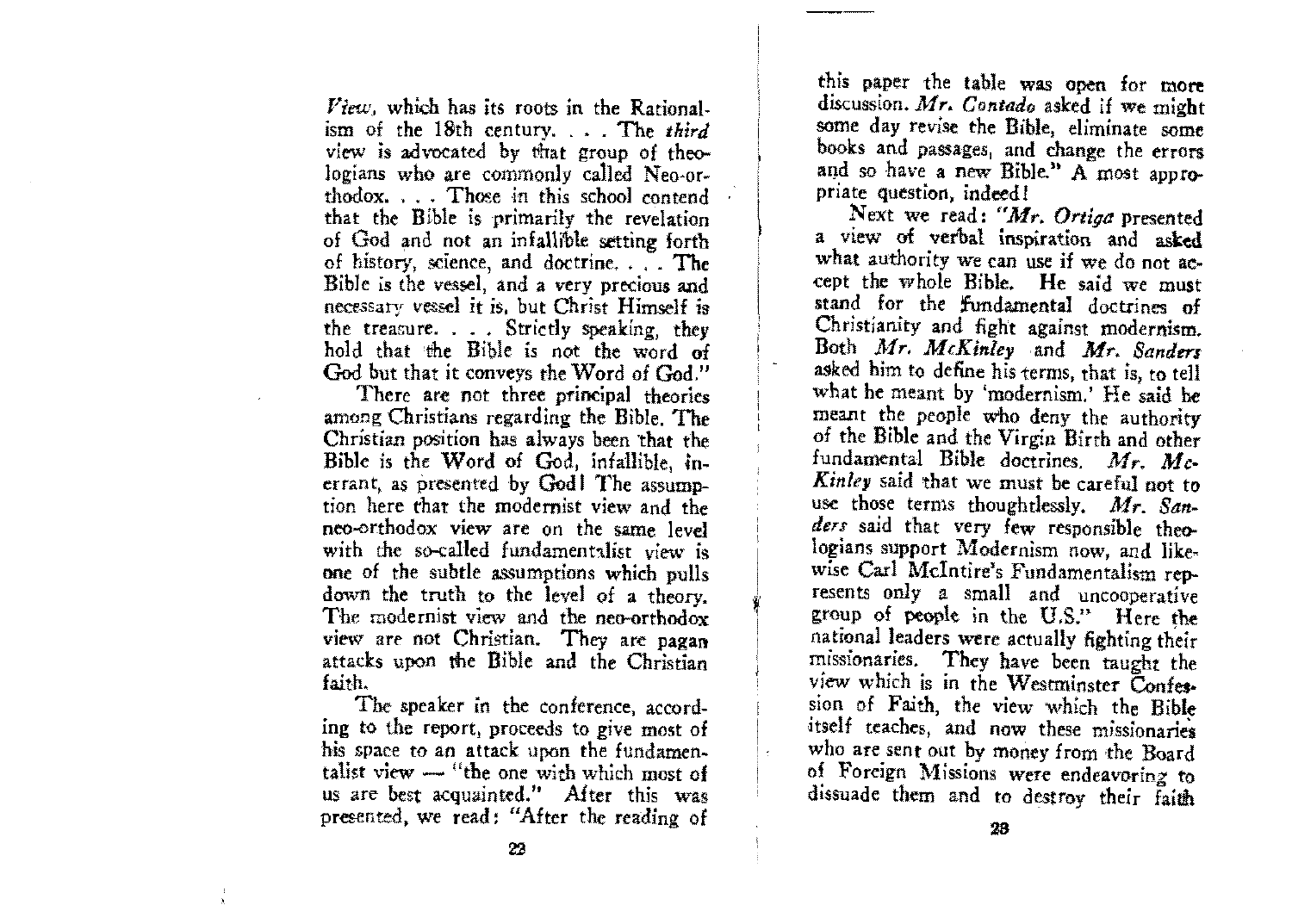*View*, which has its roots in the Rationalism of the 18th century. . . . The *third* view is advocated by that group of theologians who are commonly called Neo-orthodox. . . . Those in this school contend that the Bible is primarily the revelation of God and not an infallible setting forth of history, science, and doctrine. . . . The Bible is the vessel, and a very precious and necessary vessel it is, but Christ Himself is the treasure. . . . Strictly speaking, they hold that the Bible is not the word of God but that it conveys the Word of God."

There are not three principal theories among Christians regarding the Bible. The Christian position has always been that the Bible is the Word of God, infallible, inerrant, as presented by God! The assumption here that the modernist view and the neo-orthodox view are on the same level with the so-called fundamentalist view is one of the subtle assumptions which pulls down the truth to the level of a theory. The modernist view and the neo-orthodox view are not Christian. They are pagan attacks upon the Bible and the Christian faith.

The speaker in the conference, according to the report, proceeds to give most of his space to an attack upon the fundamentalist view — "the one with which most of us are best acquainted." After this was presented, we read: "After the reading of this paper the table was open for more discussion. *Mr. Contado* asked if we might some day revise the Bible, eliminate some books and passages, and change the errors and so have a new Bible." A most appropriate question, indeed!

Next we read: "*Mr. Ortiga* presented a view of verbal inspiration and asked what authority we can use if we do not accept the whole Bible. He said we must stand for the fundamental doctrines of Christianity and fight against modernism. Both *Mr. McKinley* and *Mr. Sanders* asked him to define his terms, that is, to tell what he meant by 'modernism.' He said he meant the people who deny the authority of the Bible and the Virgin Birth and other fundamental Bible doctrines. *Mr. McKinley* said that we must be careful not to use those terms thoughtlessly. *Mr. Sanders* said that very few responsible theologians support Modernism now, and likewise Carl McIntire's Fundamentalism represents only a small and uncooperative group of people in the U.S." Here the national leaders were actually fighting their missionaries. They have been taught the view which is in the Westminster Confession of Faith, the view which the Bible itself teaches, and now these missionaries who are sent out by money from the Board of Foreign Missions were endeavoring to dissuade them and to destroy their faith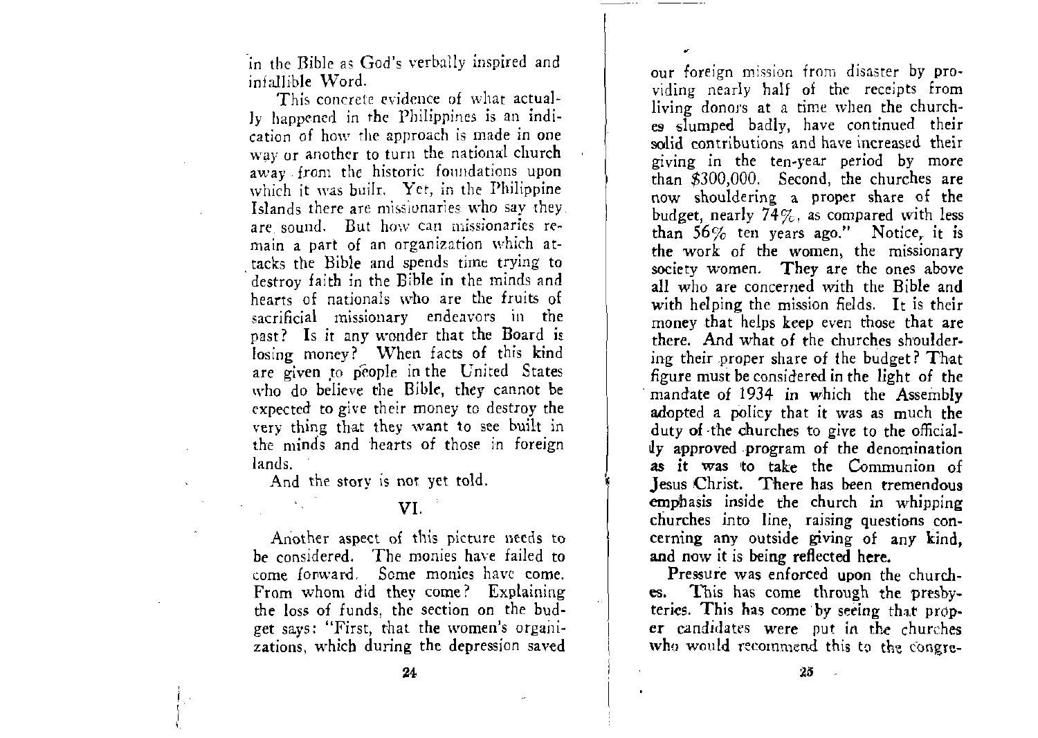in the Bible as God's verbally inspired and infallible Word.

This concrete evidence of what actually happened in the Philippines is an indication of how the approach is made in one way or another to turn the national church away from the historic foundations upon which it was built. Yet, in the Philippine Islands there are missionaries who say they are sound. But how can missionaries remain a part of an organization which attacks the Bible and spends time trying to destroy faith in the Bible in the minds and hearts of nationals who are the fruits of sacrificial missionary endeavors in the past? Is it any wonder that the Board is losing money? When facts of this kind are given to people in the United States who do believe the Bible, they cannot be expected to give their money to destroy the very thing that they want to see built in the minds and hearts of those in foreign lands.

And the story is not yet told.

## VI.

Another aspect of this picture needs to be considered. The monies have failed to come forward. Some monies have come. From whom did they come? Explaining the loss of funds, the section on the budget says: "First, that the women's organizations, which during the depression saved our foreign mission from disaster by providing nearly half of the receipts from living donors at a time when the churches slumped badly, have continued their solid contributions and have increased their giving in the ten-year period by more than $300,000. Second, the churches are now shouldering a proper share of the budget, nearly 74%, as compared with less than 56% ten years ago." Notice, it is the work of the women, the missionary society women. They are the ones above all who are concerned with the Bible and with helping the mission fields. It is their money that helps keep even those that are there. And what of the churches shouldering their proper share of the budget? That figure must be considered in the light of the mandate of 1934 in which the Assembly adopted a policy that it was as much the duty of the churches to give to the officially approved program of the denomination as it was to take the Communion of Jesus Christ. There has been tremendous emphasis inside the church in whipping churches into line, raising questions concerning any outside giving of any kind, and now it is being reflected here.

Pressure was enforced upon the churches. This has come through the presbyteries. This has come by seeing that proper candidates were put in the churches who would recommend this to the congre-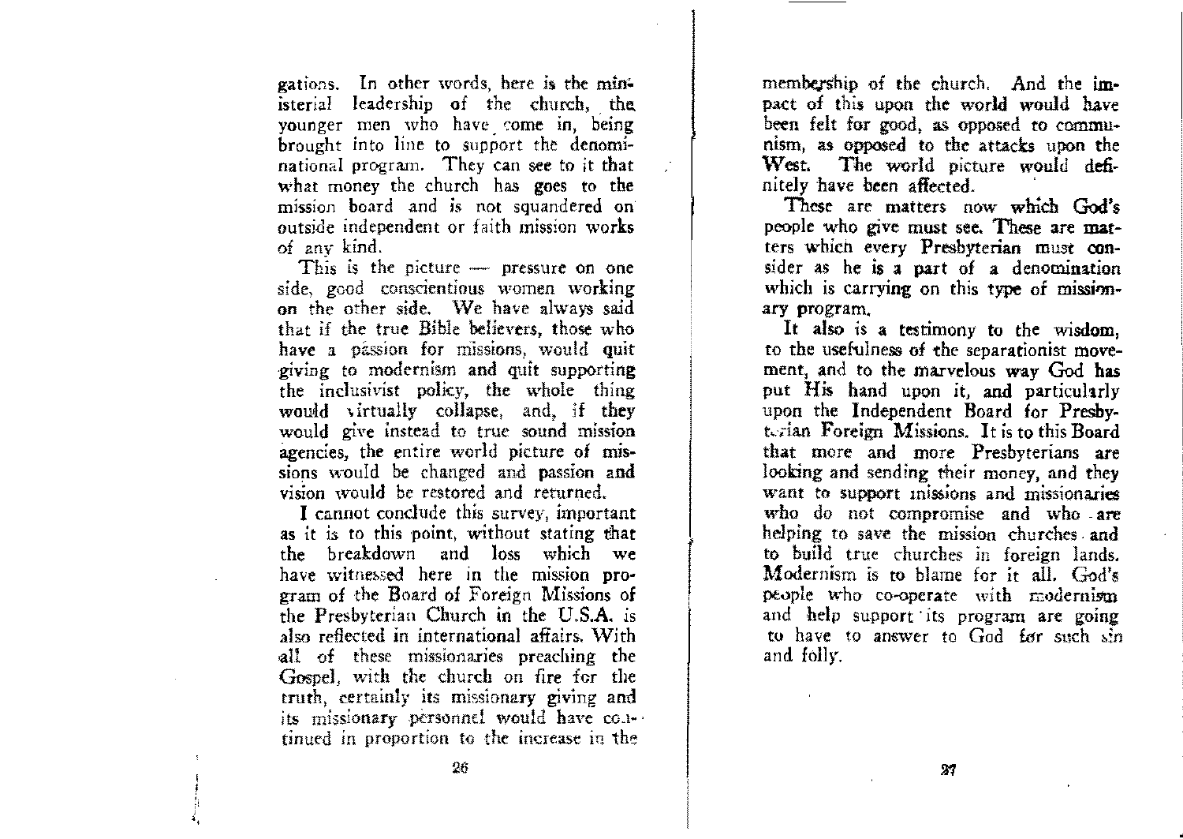gations. In other words, here is the ministerial leadership of the church, the younger men who have come in, being brought into line to support the denominational program. They can see to it that what money the church has goes to the mission board and is not squandered on outside independent or faith mission works of any kind.

This is the picture — pressure on one side, good conscientious women working on the other side. We have always said that if the true Bible believers, those who have a passion for missions, would quit giving to modernism and quit supporting the inclusivist policy, the whole thing would virtually collapse, and, if they would give instead to true sound mission agencies, the entire world picture of missions would be changed and passion and vision would be restored and returned.

I cannot conclude this survey, important as it is to this point, without stating that the breakdown and loss which we have witnessed here in the mission program of the Board of Foreign Missions of the Presbyterian Church in the U.S.A. is also reflected in international affairs. With all of these missionaries preaching the Gospel, with the church on fire for the truth, certainly its missionary giving and its missionary personnel would have continued in proportion to the increase in the membership of the church. And the impact of this upon the world would have been felt for good, as opposed to communism, as opposed to the attacks upon the West. The world picture would definitely have been affected.

These are matters now which God's people who give must see. These are matters which every Presbyterian must consider as he is a part of a denomination which is carrying on this type of missionary program.

It also is a testimony to the wisdom, to the usefulness of the separationist movement, and to the marvelous way God has put His hand upon it, and particularly upon the Independent Board for Presbyterian Foreign Missions. It is to this Board that more and more Presbyterians are looking and sending their money, and they want to support missions and missionaries who do not compromise and who are helping to save the mission churches and to build true churches in foreign lands. Modernism is to blame for it all. God's people who co-operate with modernism and help support its program are going to have to answer to God for such sin and folly.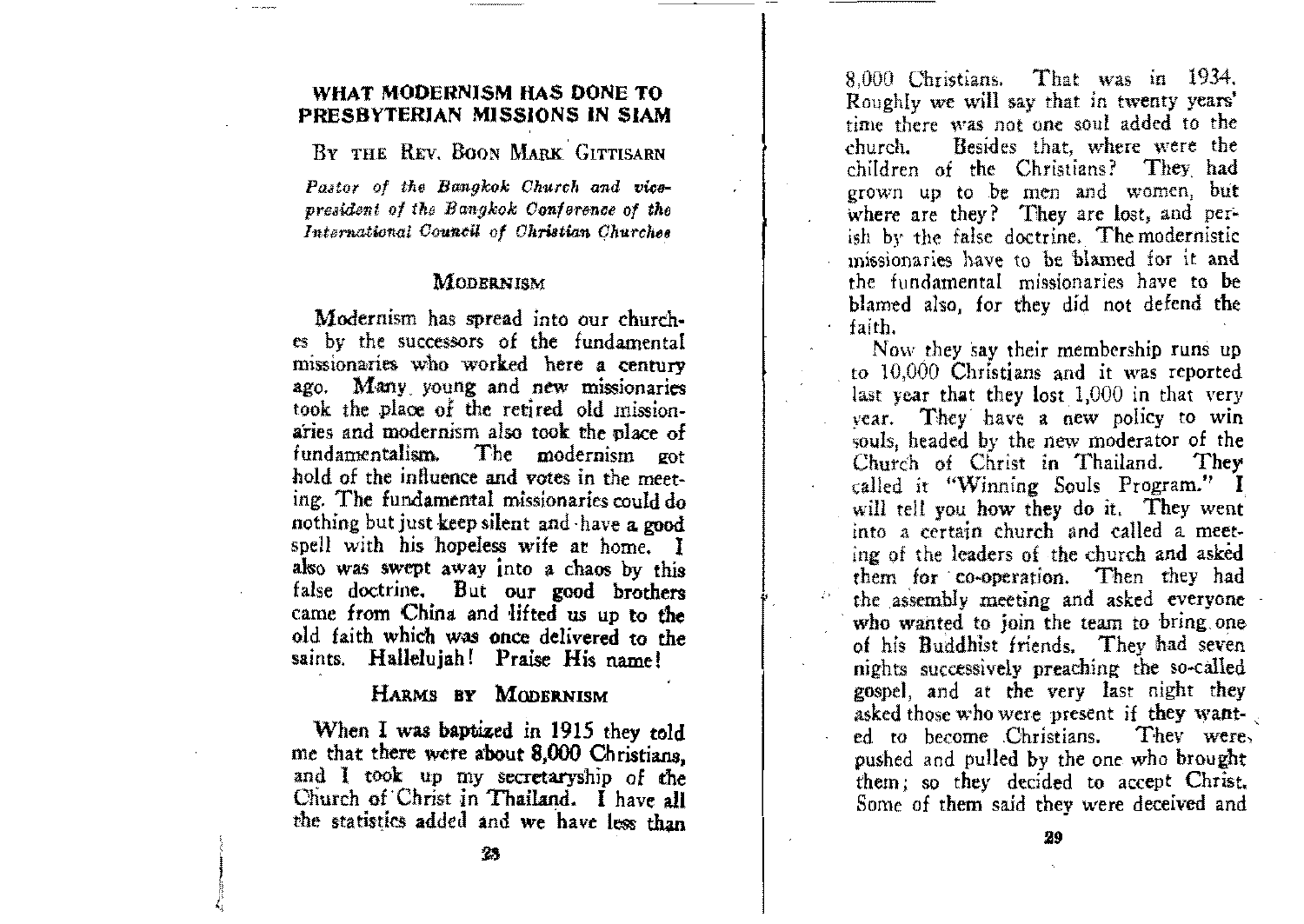## WHAT MODERNISM HAS DONE TO PRESBYTERIAN MISSIONS IN SIAM

By the Rev. Boon Mark Gittisarn

*Pastor of the Bangkok Church and vice-president of the Bangkok Conference of the International Council of Christian Churches*

### Modernism

Modernism has spread into our churches by the successors of the fundamental missionaries who worked here a century ago. Many young and new missionaries took the place of the retired old missionaries and modernism also took the place of fundamentalism. The modernism got hold of the influence and votes in the meeting. The fundamental missionaries could do nothing but just keep silent and have a good spell with his hopeless wife at home. I also was swept away into a chaos by this false doctrine. But our good brothers came from China and lifted us up to the old faith which was once delivered to the saints. Hallelujah! Praise His name!

### Harms by Modernism

When I was baptized in 1915 they told me that there were about 8,000 Christians, and I took up my secretaryship of the Church of Christ in Thailand. I have all the statistics added and we have less than 8,000 Christians. That was in 1934. Roughly we will say that in twenty years' time there was not one soul added to the church. Besides that, where were the children of the Christians? They had grown up to be men and women, but where are they? They are lost, and perish by the false doctrine. The modernistic missionaries have to be blamed for it and the fundamental missionaries have to be blamed also, for they did not defend the faith.

Now they say their membership runs up to 10,000 Christians and it was reported last year that they lost 1,000 in that very year. They have a new policy to win souls, headed by the new moderator of the Church of Christ in Thailand. They called it "Winning Souls Program." I will tell you how they do it. They went into a certain church and called a meeting of the leaders of the church and asked them for co-operation. Then they had the assembly meeting and asked everyone who wanted to join the team to bring one of his Buddhist friends. They had seven nights successively preaching the so-called gospel, and at the very last night they asked those who were present if they wanted to become Christians. They were pushed and pulled by the one who brought them; so they decided to accept Christ. Some of them said they were deceived and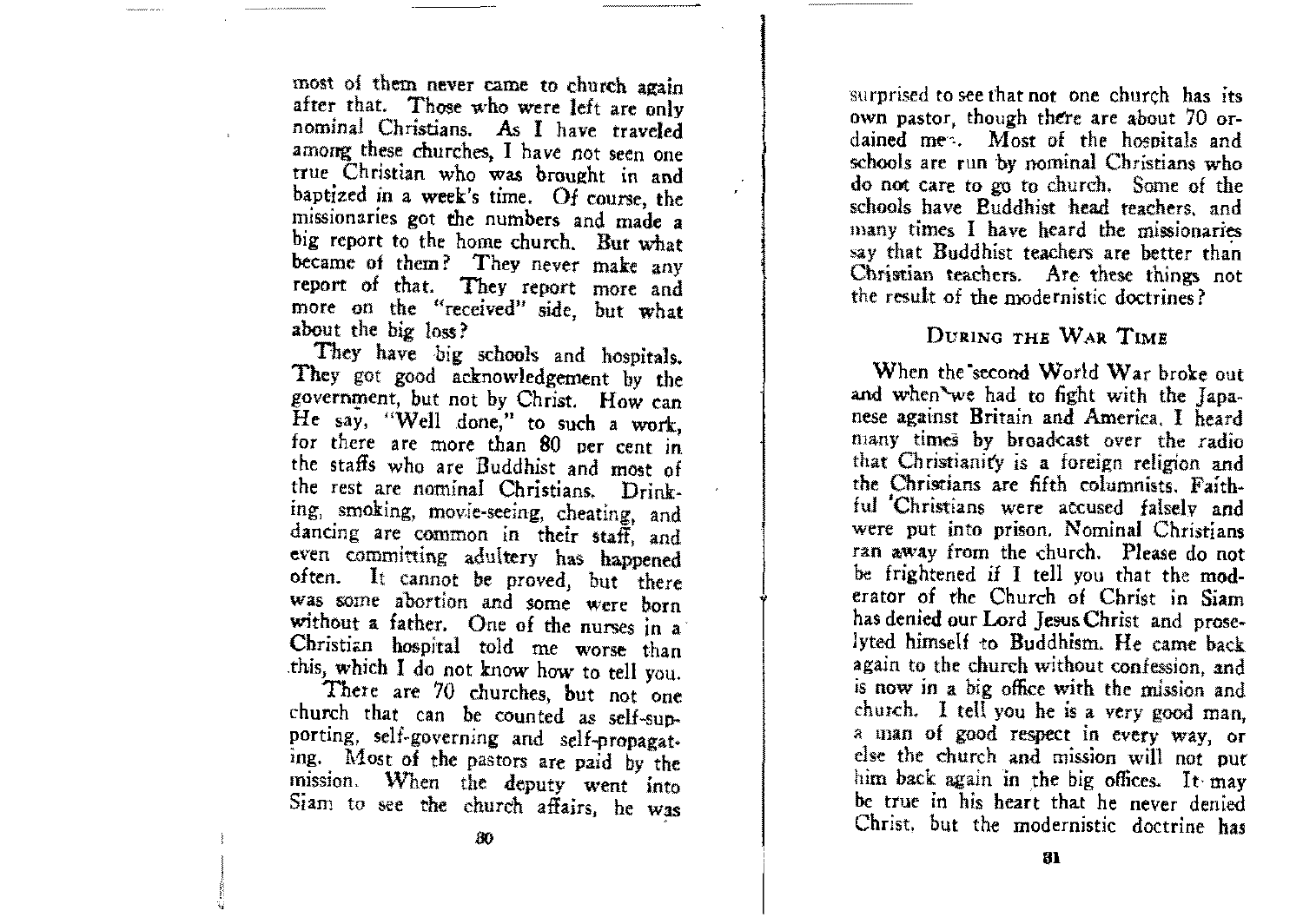most of them never came to church again after that. Those who were left are only nominal Christians. As I have traveled among these churches, I have not seen one true Christian who was brought in and baptized in a week's time. Of course, the missionaries got the numbers and made a big report to the home church. But what became of them? They never make any report of that. They report more and more on the "received" side, but what about the big loss?

They have big schools and hospitals. They got good acknowledgement by the government, but not by Christ. How can He say, "Well done," to such a work, for there are more than 80 per cent in the staffs who are Buddhist and most of the rest are nominal Christians. Drinking, smoking, movie-seeing, cheating, and dancing are common in their staff, and even committing adultery has happened often. It cannot be proved, but there was some abortion and some were born without a father. One of the nurses in a Christian hospital told me worse than this, which I do not know how to tell you.

There are 70 churches, but not one church that can be counted as self-supporting, self-governing and self-propagating. Most of the pastors are paid by the mission. When the deputy went into Siam to see the church affairs, he was surprised to see that not one church has its own pastor, though there are about 70 ordained men. Most of the hospitals and schools are run by nominal Christians who do not care to go to church. Some of the schools have Buddhist head teachers, and many times I have heard the missionaries say that Buddhist teachers are better than Christian teachers. Are these things not the result of the modernistic doctrines?

## During the War Time

When the second World War broke out and when we had to fight with the Japanese against Britain and America, I heard many times by broadcast over the radio that Christianity is a foreign religion and the Christians are fifth columnists. Faithful Christians were accused falsely and were put into prison. Nominal Christians ran away from the church. Please do not be frightened if I tell you that the moderator of the Church of Christ in Siam has denied our Lord Jesus Christ and proselyted himself to Buddhism. He came back again to the church without confession, and is now in a big office with the mission and church. I tell you he is a very good man, a man of good respect in every way, or else the church and mission will not put him back again in the big offices. It may be true in his heart that he never denied Christ, but the modernistic doctrine has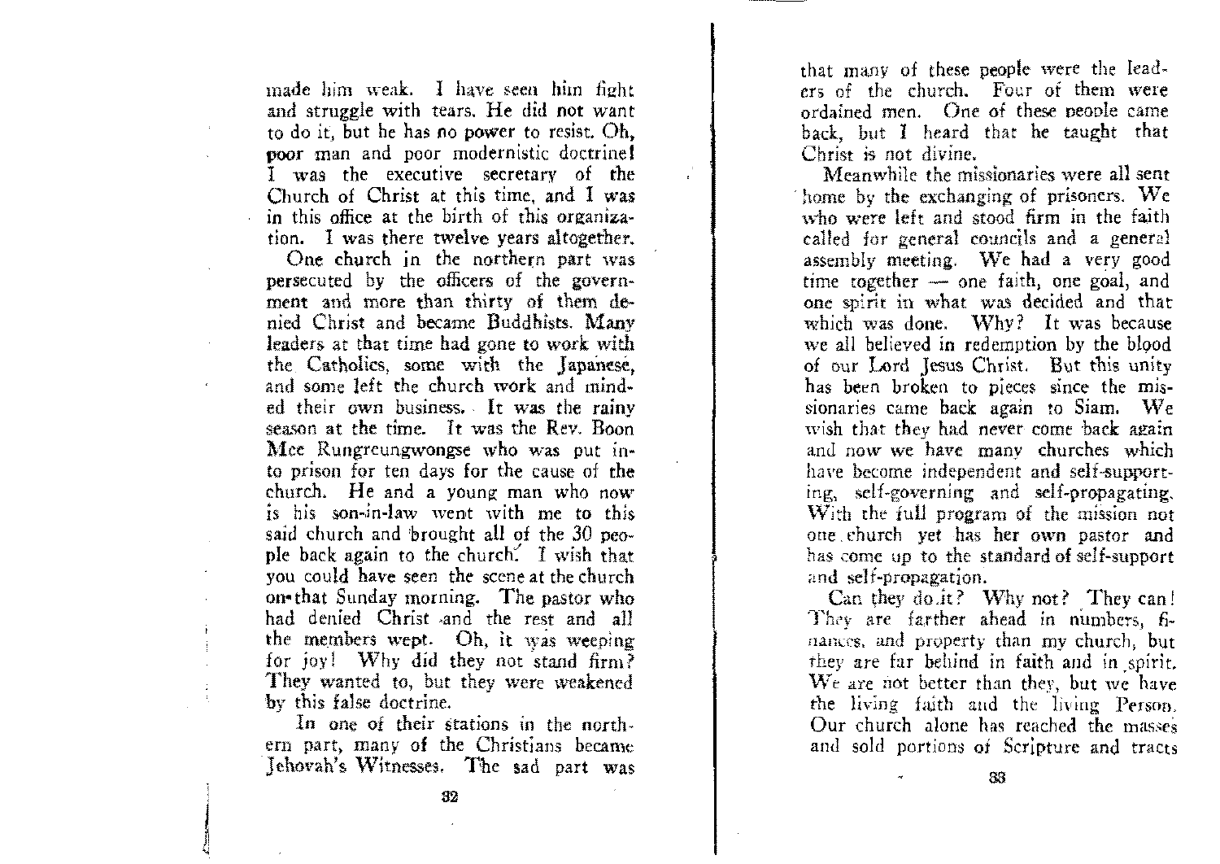made him weak. I have seen him fight and struggle with tears. He did not want to do it, but he has no power to resist. Oh, poor man and poor modernistic doctrine! I was the executive secretary of the Church of Christ at this time, and I was in this office at the birth of this organization. I was there twelve years altogether.

One church in the northern part was persecuted by the officers of the government and more than thirty of them denied Christ and became Buddhists. Many leaders at that time had gone to work with the Catholics, some with the Japanese, and some left the church work and minded their own business. It was the rainy season at the time. It was the Rev. Boon Mee Rungreungwongse who was put into prison for ten days for the cause of the church. He and a young man who now is his son-in-law went with me to this said church and brought all of the 30 people back again to the church. I wish that you could have seen the scene at the church on that Sunday morning. The pastor who had denied Christ and the rest and all the members wept. Oh, it was weeping for joy! Why did they not stand firm? They wanted to, but they were weakened by this false doctrine.

In one of their stations in the northern part, many of the Christians became Jehovah's Witnesses. The sad part was that many of these people were the leaders of the church. Four of them were ordained men. One of these people came back, but I heard that he taught that Christ is not divine.

Meanwhile the missionaries were all sent home by the exchanging of prisoners. We who were left and stood firm in the faith called for general councils and a general assembly meeting. We had a very good time together — one faith, one goal, and one spirit in what was decided and that which was done. Why? It was because we all believed in redemption by the blood of our Lord Jesus Christ. But this unity has been broken to pieces since the missionaries came back again to Siam. We wish that they had never come back again and now we have many churches which have become independent and self-supporting, self-governing and self-propagating. With the full program of the mission not one church yet has her own pastor and has come up to the standard of self-support and self-propagation.

Can they do it? Why not? They can! They are farther ahead in numbers, finances, and property than my church, but they are far behind in faith and in spirit. We are not better than they, but we have the living faith and the living Person. Our church alone has reached the masses and sold portions of Scripture and tracts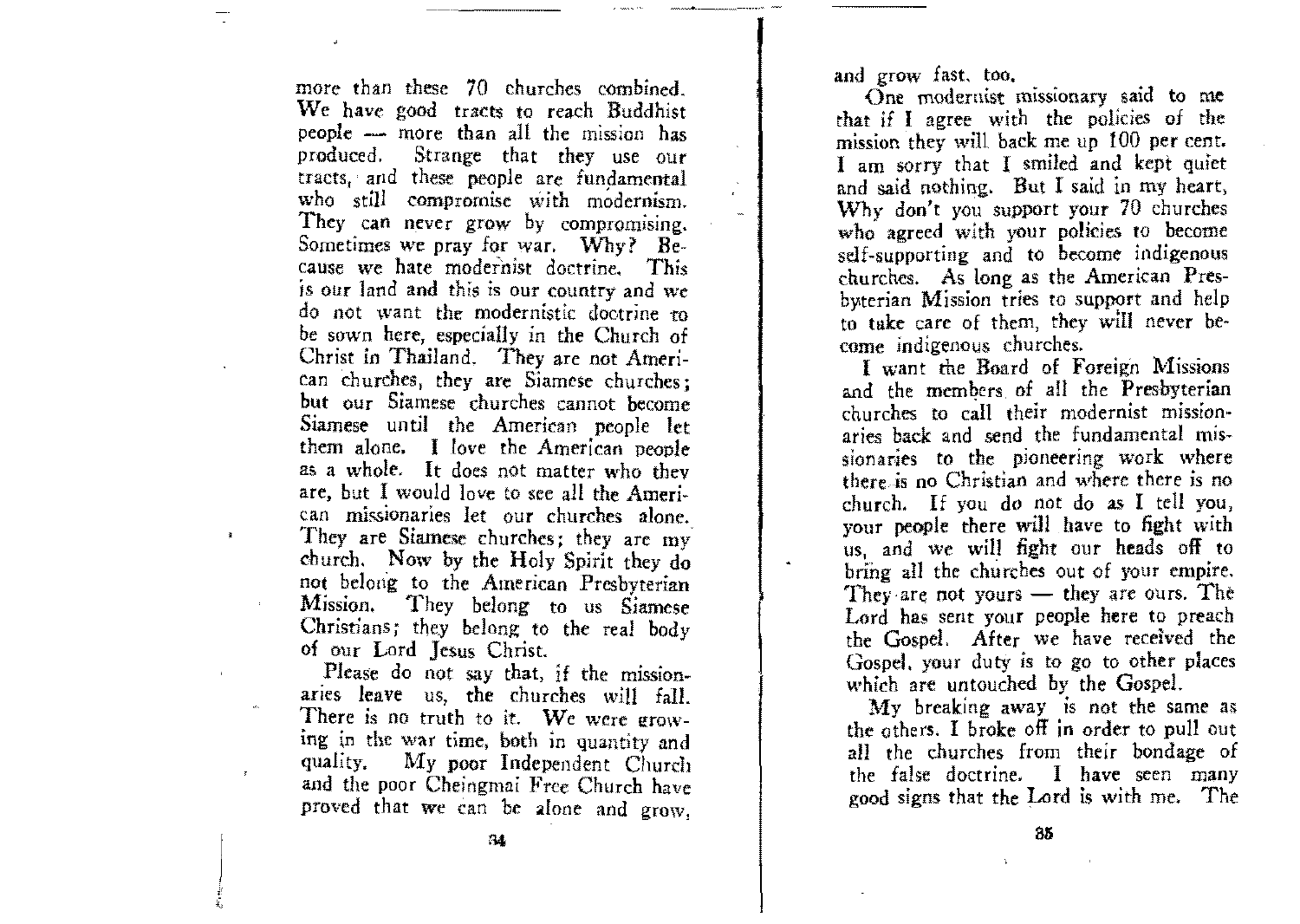more than these 70 churches combined. We have good tracts to reach Buddhist people — more than all the mission has produced. Strange that they use our tracts, and these people are fundamental who still compromise with modernism. They can never grow by compromising. Sometimes we pray for war. Why? Because we hate modernist doctrine. This is our land and this is our country and we do not want the modernistic doctrine to be sown here, especially in the Church of Christ in Thailand. They are not American churches, they are Siamese churches; but our Siamese churches cannot become Siamese until the American people let them alone. I love the American people as a whole. It does not matter who they are, but I would love to see all the American missionaries let our churches alone. They are Siamese churches; they are my church. Now by the Holy Spirit they do not belong to the American Presbyterian Mission. They belong to us Siamese Christians; they belong to the real body of our Lord Jesus Christ.

Please do not say that, if the missionaries leave us, the churches will fall. There is no truth to it. We were growing in the war time, both in quantity and quality. My poor Independent Church and the poor Cheingmai Free Church have proved that we can be alone and grow, and grow fast, too.

One modernist missionary said to me that if I agree with the policies of the mission they will back me up 100 per cent. I am sorry that I smiled and kept quiet and said nothing. But I said in my heart, Why don't you support your 70 churches who agreed with your policies to become self-supporting and to become indigenous churches. As long as the American Presbyterian Mission tries to support and help to take care of them, they will never become indigenous churches.

I want the Board of Foreign Missions and the members of all the Presbyterian churches to call their modernist missionaries back and send the fundamental missionaries to the pioneering work where there is no Christian and where there is no church. If you do not do as I tell you, your people there will have to fight with us, and we will fight our heads off to bring all the churches out of your empire. They are not yours — they are ours. The Lord has sent your people here to preach the Gospel. After we have received the Gospel, your duty is to go to other places which are untouched by the Gospel.

My breaking away is not the same as the others. I broke off in order to pull out all the churches from their bondage of the false doctrine. I have seen many good signs that the Lord is with me. The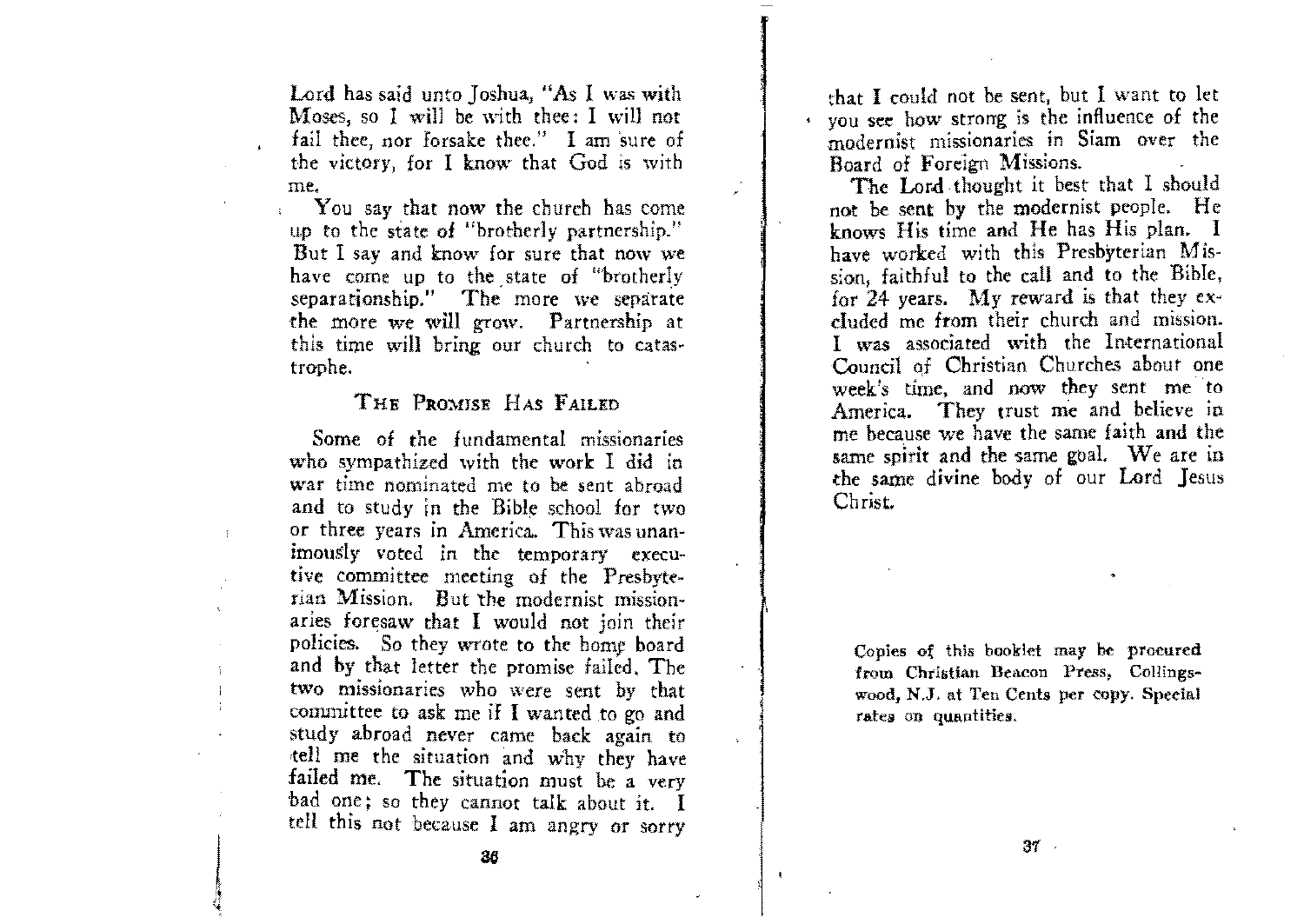Lord has said unto Joshua, "As I was with Moses, so I will be with thee: I will not fail thee, nor forsake thee." I am sure of the victory, for I know that God is with me.

You say that now the church has come up to the state of "brotherly partnership." But I say and know for sure that now we have come up to the state of "brotherly separationship." The more we separate the more we will grow. Partnership at this time will bring our church to catastrophe.

### The Promise Has Failed

Some of the fundamental missionaries who sympathized with the work I did in war time nominated me to be sent abroad and to study in the Bible school for two or three years in America. This was unanimously voted in the temporary executive committee meeting of the Presbyterian Mission. But the modernist missionaries foresaw that I would not join their policies. So they wrote to the home board and by that letter the promise failed. The two missionaries who were sent by that committee to ask me if I wanted to go and study abroad never came back again to tell me the situation and why they have failed me. The situation must be a very bad one; so they cannot talk about it. I tell this not because I am angry or sorry that I could not be sent, but I want to let you see how strong is the influence of the modernist missionaries in Siam over the Board of Foreign Missions.

The Lord thought it best that I should not be sent by the modernist people. He knows His time and He has His plan. I have worked with this Presbyterian Mission, faithful to the call and to the Bible, for 24 years. My reward is that they excluded me from their church and mission. I was associated with the International Council of Christian Churches about one week's time, and now they sent me to America. They trust me and believe in me because we have the same faith and the same spirit and the same goal. We are in the same divine body of our Lord Jesus Christ.

Copies of this booklet may be procured from Christian Beacon Press, Collingswood, N.J. at Ten Cents per copy. Special rates on quantities.